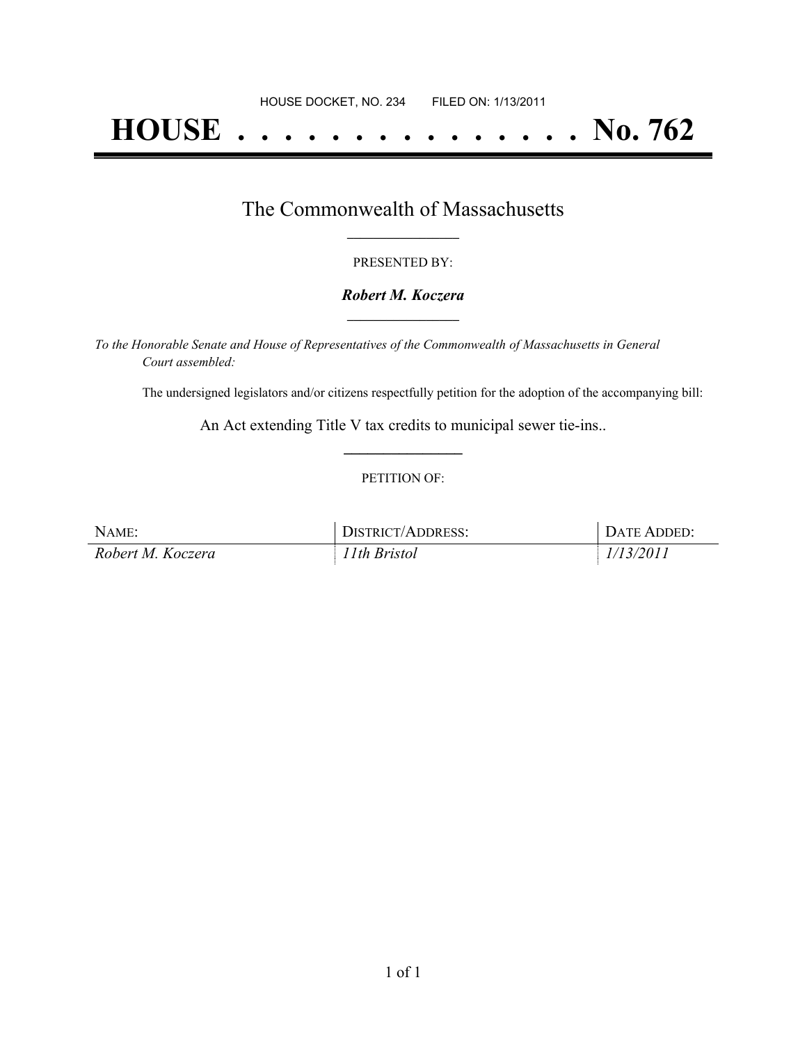HOUSE DOCKET, NO. 234 FILED ON: 1/13/2011

# HOUSE . . . . . . . . . . . . . . . No. 762

## The Commonwealth of Massachusetts

PRESENTED BY:

***Robert M. Koczera***

*To the Honorable Senate and House of Representatives of the Commonwealth of Massachusetts in General Court assembled:*

The undersigned legislators and/or citizens respectfully petition for the adoption of the accompanying bill:

An Act extending Title V tax credits to municipal sewer tie-ins..

PETITION OF:

| NAME: | DISTRICT/ADDRESS: | DATE ADDED: |
| --- | --- | --- |
| *Robert M. Koczera* | *11th Bristol* | *1/13/2011* |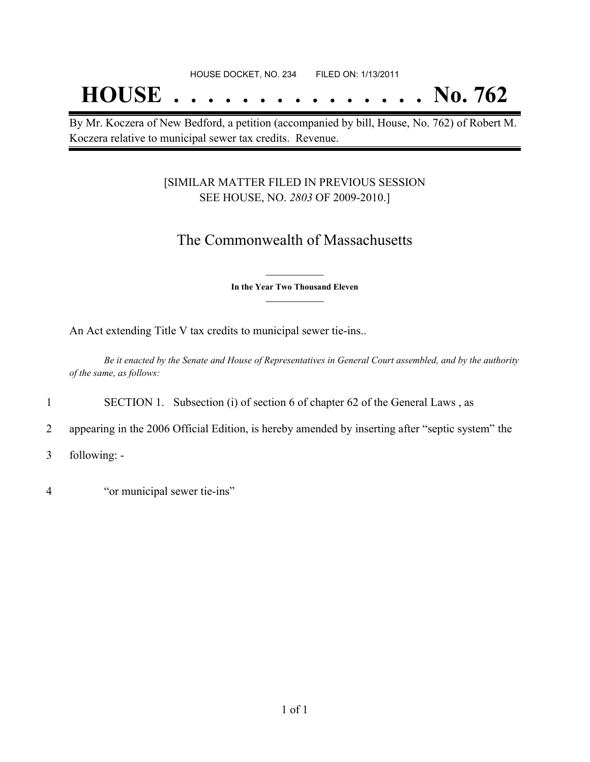HOUSE DOCKET, NO. 234 FILED ON: 1/13/2011

# HOUSE . . . . . . . . . . . . . . . No. 762

By Mr. Koczera of New Bedford, a petition (accompanied by bill, House, No. 762) of Robert M. Koczera relative to municipal sewer tax credits. Revenue.

[SIMILAR MATTER FILED IN PREVIOUS SESSION SEE HOUSE, NO. *2803* OF 2009-2010.]

## The Commonwealth of Massachusetts

**In the Year Two Thousand Eleven**

An Act extending Title V tax credits to municipal sewer tie-ins..

*Be it enacted by the Senate and House of Representatives in General Court assembled, and by the authority of the same, as follows:*

1 SECTION 1. Subsection (i) of section 6 of chapter 62 of the General Laws , as

2 appearing in the 2006 Official Edition, is hereby amended by inserting after "septic system" the

3 following: -

4 "or municipal sewer tie-ins"